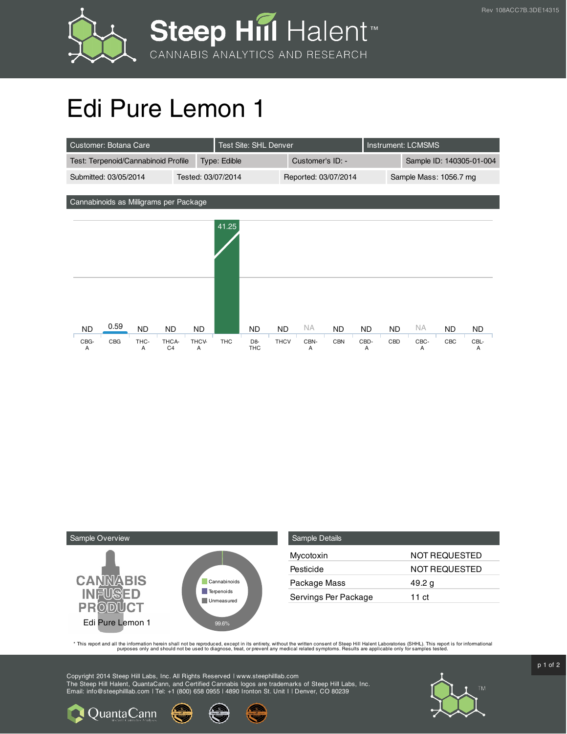Rev 108ACC7B.3DE14315

# Edi Pure Lemon 1

| Customer: Botana Care | Test Site: SHL Denver | Instrument: LCMSMS |
| --- | --- | --- |

| Test: Terpenoid/Cannabinoid Profile | Type: Edible | Customer's ID: - | Sample ID: 140305-01-004 |
| --- | --- | --- | --- |
| Submitted: 03/05/2014 | Tested: 03/07/2014 | Reported: 03/07/2014 | Sample Mass: 1056.7 mg |

## Cannabinoids as Milligrams per Package

| CBG-A | CBG | THC-A | THCA-C4 | THCV-A | THC | D8-THC | THCV | CBN-A | CBN | CBD-A | CBD | CBC-A | CBC | CBL-A |
| --- | --- | --- | --- | --- | --- | --- | --- | --- | --- | --- | --- | --- | --- | --- |
| ND | 0.59 | ND | ND | ND | 41.25 | ND | ND | NA | ND | ND | ND | NA | ND | ND |

## Sample Overview

CANNABIS INFUSED PRODUCT

Edi Pure Lemon 1

Cannabinoids / Terpenoids / Unmeasured: 99.6%

## Sample Details

| | |
| --- | --- |
| Mycotoxin | NOT REQUESTED |
| Pesticide | NOT REQUESTED |
| Package Mass | 49.2 g |
| Servings Per Package | 11 ct |

* This report and all the information herein shall not be reproduced, except in its entirety, without the written consent of Steep Hill Halent Laboratories (SHHL). This report is for informational purposes only and should not be used to diagnose, treat, or prevent any medical related symptoms. Results are applicable only for samples tested.

Copyright 2014 Steep Hill Labs, Inc. All Rights Reserved | www.steephilllab.com
The Steep Hill Halent, QuantaCann, and Certified Cannabis logos are trademarks of Steep Hill Labs, Inc.
Email: info@steephilllab.com | Tel: +1 (800) 658 0955 | 4890 Ironton St. Unit I | Denver, CO 80239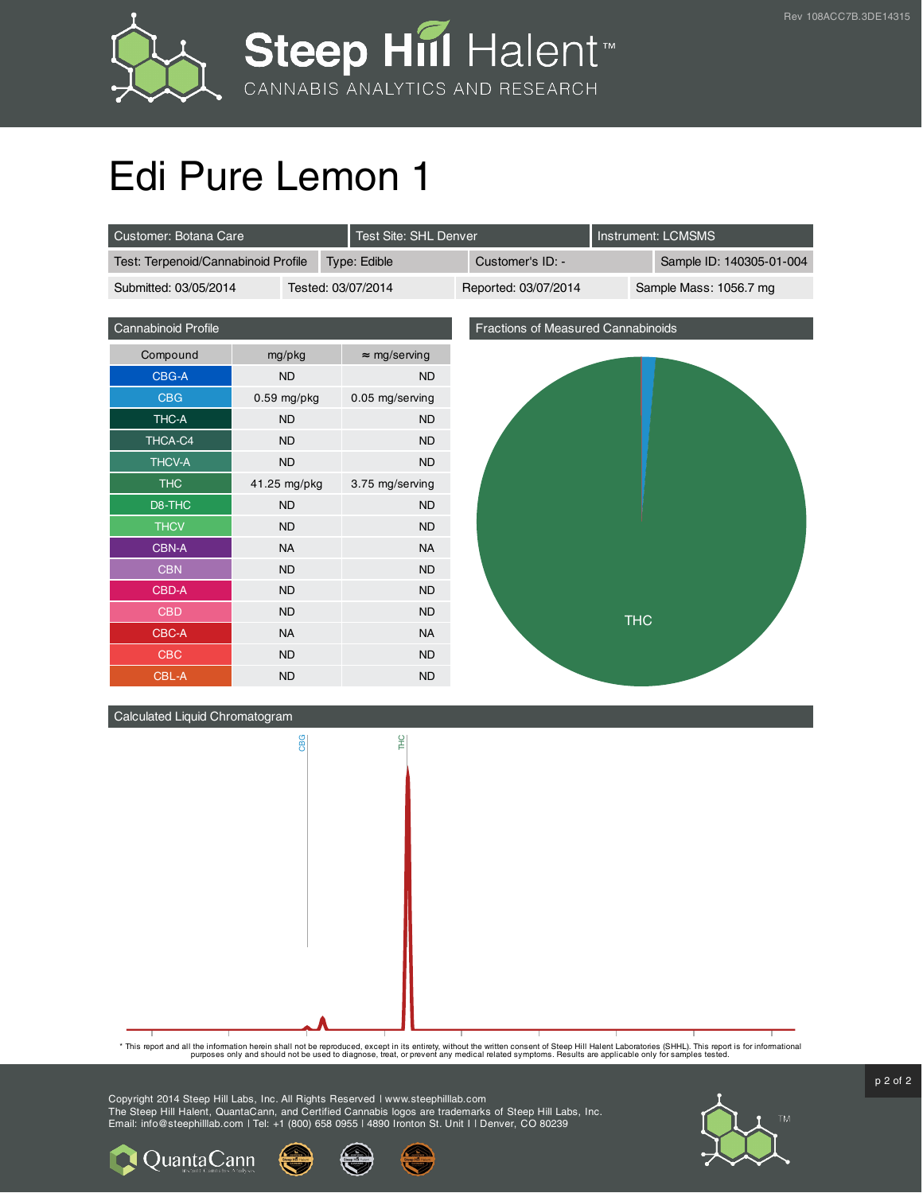Rev 108ACC7B.3DE14315

Steep Hill Halent™
CANNABIS ANALYTICS AND RESEARCH

# Edi Pure Lemon 1

| | | |
|---|---|---|
| Customer: Botana Care | Test Site: SHL Denver | Instrument: LCMSMS |
| Test: Terpenoid/Cannabinoid Profile | Type: Edible | Customer's ID: - |
| Sample ID: 140305-01-004 | Submitted: 03/05/2014 | Tested: 03/07/2014 |
| Reported: 03/07/2014 | Sample Mass: 1056.7 mg | |

## Cannabinoid Profile

| Compound | mg/pkg | ≈ mg/serving |
|---|---|---|
| CBG-A | ND | ND |
| CBG | 0.59 mg/pkg | 0.05 mg/serving |
| THC-A | ND | ND |
| THCA-C4 | ND | ND |
| THCV-A | ND | ND |
| THC | 41.25 mg/pkg | 3.75 mg/serving |
| D8-THC | ND | ND |
| THCV | ND | ND |
| CBN-A | NA | NA |
| CBN | ND | ND |
| CBD-A | ND | ND |
| CBD | ND | ND |
| CBC-A | NA | NA |
| CBC | ND | ND |
| CBL-A | ND | ND |

## Fractions of Measured Cannabinoids

THC

## Calculated Liquid Chromatogram

CBG
THC

* This report and all the information herein shall not be reproduced, except in its entirety, without the written consent of Steep Hill Halent Laboratories (SHHL). This report is for informational purposes only and should not be used to diagnose, treat, or prevent any medical related symptoms. Results are applicable only for samples tested.

Copyright 2014 Steep Hill Labs, Inc. All Rights Reserved | www.steephilllab.com
The Steep Hill Halent, QuantaCann, and Certified Cannabis logos are trademarks of Steep Hill Labs, Inc.
Email: info@steephilllab.com | Tel: +1 (800) 658 0955 | 4890 Ironton St. Unit I | Denver, CO 80239

QuantaCann